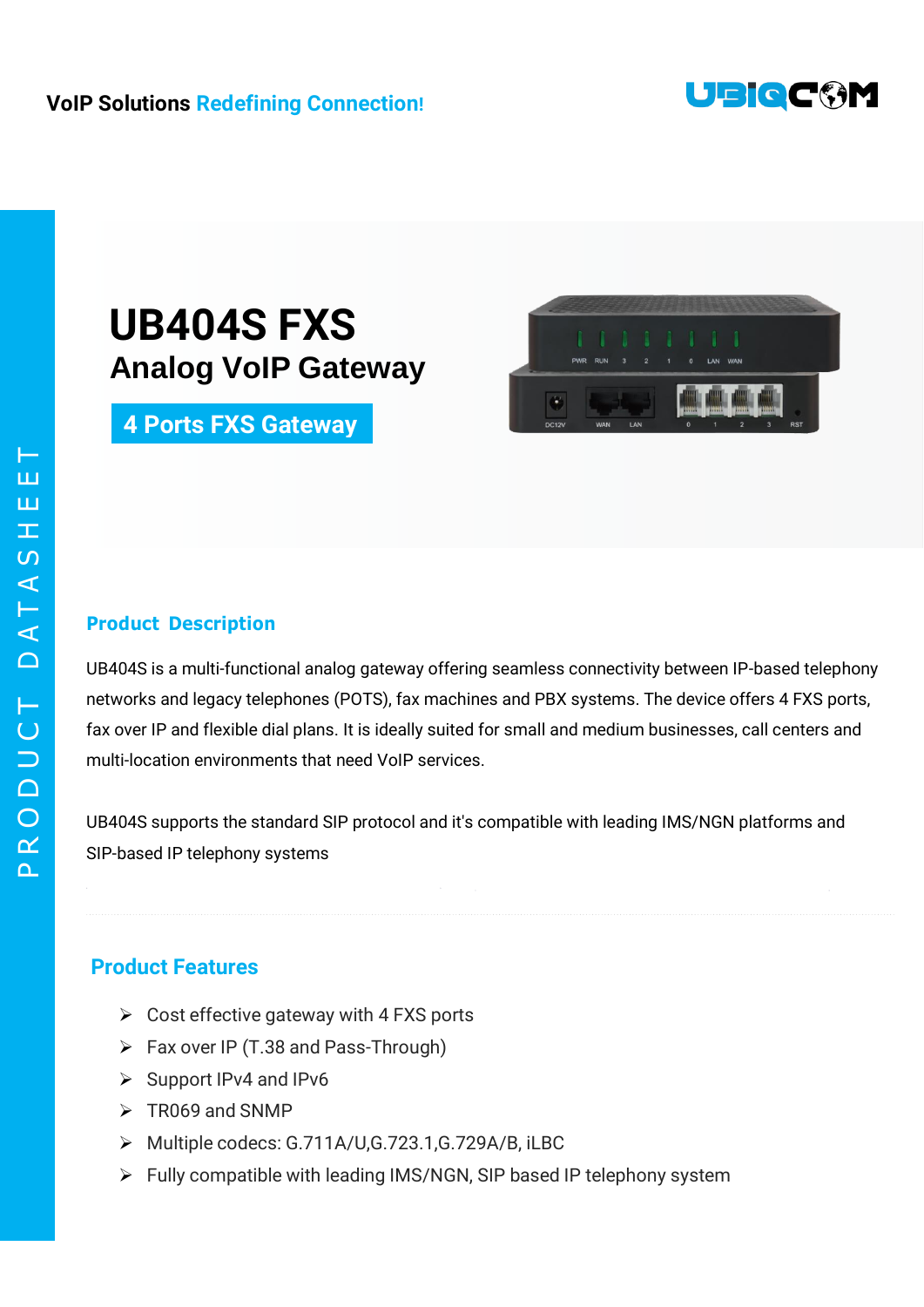VoIP Solutions Redefining Connection!

UBIQCOM

PRODUCT DATASHEET

# UB404S FXS

## Analog VoIP Gateway

**4 Ports FXS Gateway**

### Product Description

UB404S is a multi-functional analog gateway offering seamless connectivity between IP-based telephony networks and legacy telephones (POTS), fax machines and PBX systems. The device offers 4 FXS ports, fax over IP and flexible dial plans. It is ideally suited for small and medium businesses, call centers and multi-location environments that need VoIP services.

UB404S supports the standard SIP protocol and it's compatible with leading IMS/NGN platforms and SIP-based IP telephony systems

### Product Features

- Cost effective gateway with 4 FXS ports
- Fax over IP (T.38 and Pass-Through)
- Support IPv4 and IPv6
- TR069 and SNMP
- Multiple codecs: G.711A/U,G.723.1,G.729A/B, iLBC
- Fully compatible with leading IMS/NGN, SIP based IP telephony system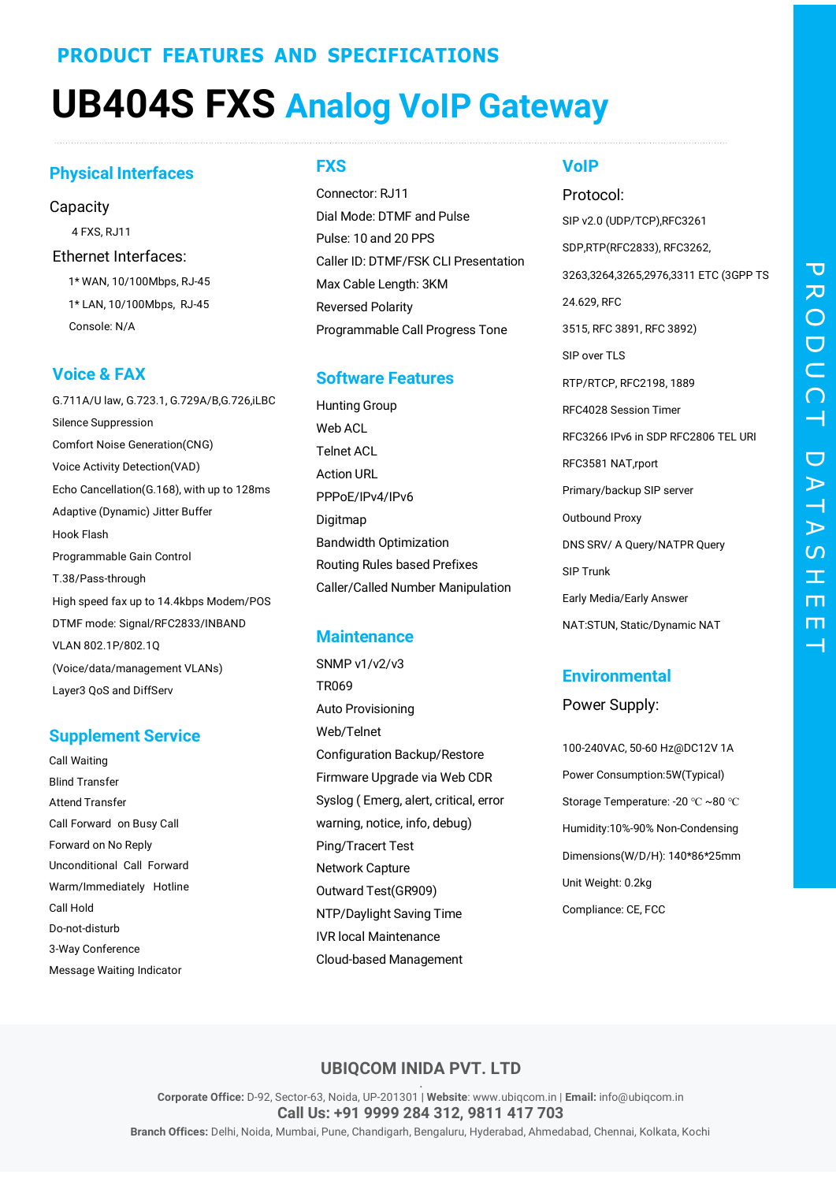## PRODUCT FEATURES AND SPECIFICATIONS

# UB404S FXS Analog VoIP Gateway

## Physical Interfaces

Capacity

4 FXS, RJ11

Ethernet Interfaces:

1* WAN, 10/100Mbps, RJ-45

1* LAN, 10/100Mbps, RJ-45

Console: N/A

## Voice & FAX

G.711A/U law, G.723.1, G.729A/B,G.726,iLBC

Silence Suppression

Comfort Noise Generation(CNG)

Voice Activity Detection(VAD)

Echo Cancellation(G.168), with up to 128ms

Adaptive (Dynamic) Jitter Buffer

Hook Flash

Programmable Gain Control

T.38/Pass-through

High speed fax up to 14.4kbps Modem/POS

DTMF mode: Signal/RFC2833/INBAND

VLAN 802.1P/802.1Q

(Voice/data/management VLANs)

Layer3 QoS and DiffServ

## Supplement Service

Call Waiting

Blind Transfer

Attend Transfer

Call Forward on Busy Call

Forward on No Reply

Unconditional Call Forward

Warm/Immediately Hotline

Call Hold

Do-not-disturb

3-Way Conference

Message Waiting Indicator

## FXS

Connector: RJ11

Dial Mode: DTMF and Pulse

Pulse: 10 and 20 PPS

Caller ID: DTMF/FSK CLI Presentation

Max Cable Length: 3KM

Reversed Polarity

Programmable Call Progress Tone

## Software Features

Hunting Group

Web ACL

Telnet ACL

Action URL

PPPoE/IPv4/IPv6

Digitmap

Bandwidth Optimization

Routing Rules based Prefixes

Caller/Called Number Manipulation

## Maintenance

SNMP v1/v2/v3

TR069

Auto Provisioning

Web/Telnet

Configuration Backup/Restore

Firmware Upgrade via Web CDR

Syslog ( Emerg, alert, critical, error warning, notice, info, debug)

Ping/Tracert Test

Network Capture

Outward Test(GR909)

NTP/Daylight Saving Time

IVR local Maintenance

Cloud-based Management

## VoIP

Protocol:

SIP v2.0 (UDP/TCP),RFC3261

SDP,RTP(RFC2833), RFC3262,

3263,3264,3265,2976,3311 ETC (3GPP TS 24.629, RFC 3515, RFC 3891, RFC 3892)

SIP over TLS

RTP/RTCP, RFC2198, 1889

RFC4028 Session Timer

RFC3266 IPv6 in SDP RFC2806 TEL URI

RFC3581 NAT,rport

Primary/backup SIP server

Outbound Proxy

DNS SRV/ A Query/NATPR Query

SIP Trunk

Early Media/Early Answer

NAT:STUN, Static/Dynamic NAT

## Environmental

Power Supply:

100-240VAC, 50-60 Hz@DC12V 1A

Power Consumption:5W(Typical)

Storage Temperature: -20 ℃ ~80 ℃

Humidity:10%-90% Non-Condensing

Dimensions(W/D/H): 140*86*25mm

Unit Weight: 0.2kg

Compliance: CE, FCC

PRODUCT DATASHEET

**UBIQCOM INIDA PVT. LTD**

**Corporate Office:** D-92, Sector-63, Noida, UP-201301 | **Website**: www.ubiqcom.in | **Email:** info@ubiqcom.in

**Call Us: +91 9999 284 312, 9811 417 703**

**Branch Offices:** Delhi, Noida, Mumbai, Pune, Chandigarh, Bengaluru, Hyderabad, Ahmedabad, Chennai, Kolkata, Kochi